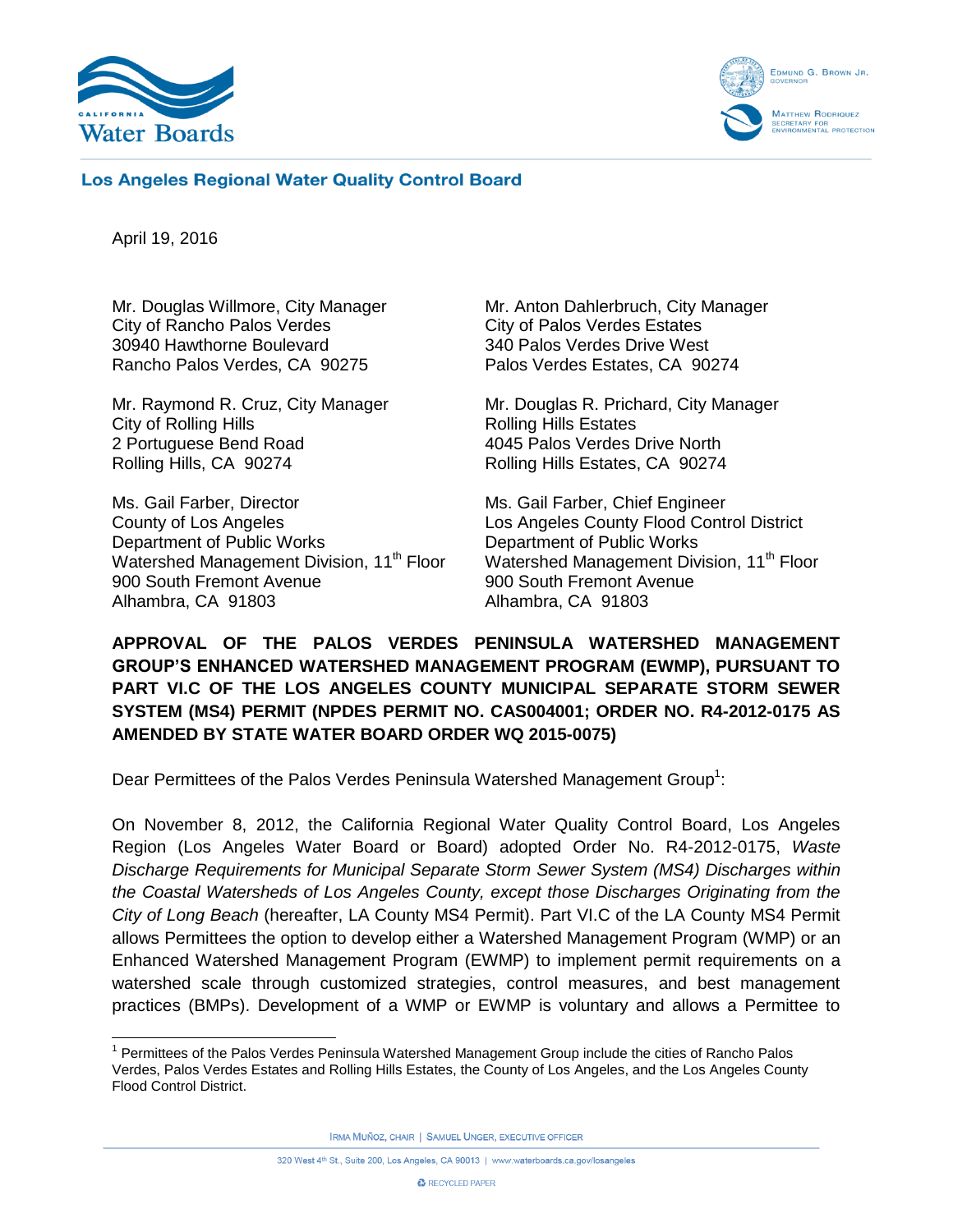Los Angeles Regional Water Quality Control Board

April 19, 2016

Mr. Douglas Willmore, City Manager
City of Rancho Palos Verdes
30940 Hawthorne Boulevard
Rancho Palos Verdes, CA 90275

Mr. Anton Dahlerbruch, City Manager
City of Palos Verdes Estates
340 Palos Verdes Drive West
Palos Verdes Estates, CA 90274

Mr. Raymond R. Cruz, City Manager
City of Rolling Hills
2 Portuguese Bend Road
Rolling Hills, CA 90274

Mr. Douglas R. Prichard, City Manager
Rolling Hills Estates
4045 Palos Verdes Drive North
Rolling Hills Estates, CA 90274

Ms. Gail Farber, Director
County of Los Angeles
Department of Public Works
Watershed Management Division, 11th Floor
900 South Fremont Avenue
Alhambra, CA 91803

Ms. Gail Farber, Chief Engineer
Los Angeles County Flood Control District
Department of Public Works
Watershed Management Division, 11th Floor
900 South Fremont Avenue
Alhambra, CA 91803

**APPROVAL OF THE PALOS VERDES PENINSULA WATERSHED MANAGEMENT GROUP'S ENHANCED WATERSHED MANAGEMENT PROGRAM (EWMP), PURSUANT TO PART VI.C OF THE LOS ANGELES COUNTY MUNICIPAL SEPARATE STORM SEWER SYSTEM (MS4) PERMIT (NPDES PERMIT NO. CAS004001; ORDER NO. R4-2012-0175 AS AMENDED BY STATE WATER BOARD ORDER WQ 2015-0075)**

Dear Permittees of the Palos Verdes Peninsula Watershed Management Group[1]:

On November 8, 2012, the California Regional Water Quality Control Board, Los Angeles Region (Los Angeles Water Board or Board) adopted Order No. R4-2012-0175, *Waste Discharge Requirements for Municipal Separate Storm Sewer System (MS4) Discharges within the Coastal Watersheds of Los Angeles County, except those Discharges Originating from the City of Long Beach* (hereafter, LA County MS4 Permit). Part VI.C of the LA County MS4 Permit allows Permittees the option to develop either a Watershed Management Program (WMP) or an Enhanced Watershed Management Program (EWMP) to implement permit requirements on a watershed scale through customized strategies, control measures, and best management practices (BMPs). Development of a WMP or EWMP is voluntary and allows a Permittee to

[1] Permittees of the Palos Verdes Peninsula Watershed Management Group include the cities of Rancho Palos Verdes, Palos Verdes Estates and Rolling Hills Estates, the County of Los Angeles, and the Los Angeles County Flood Control District.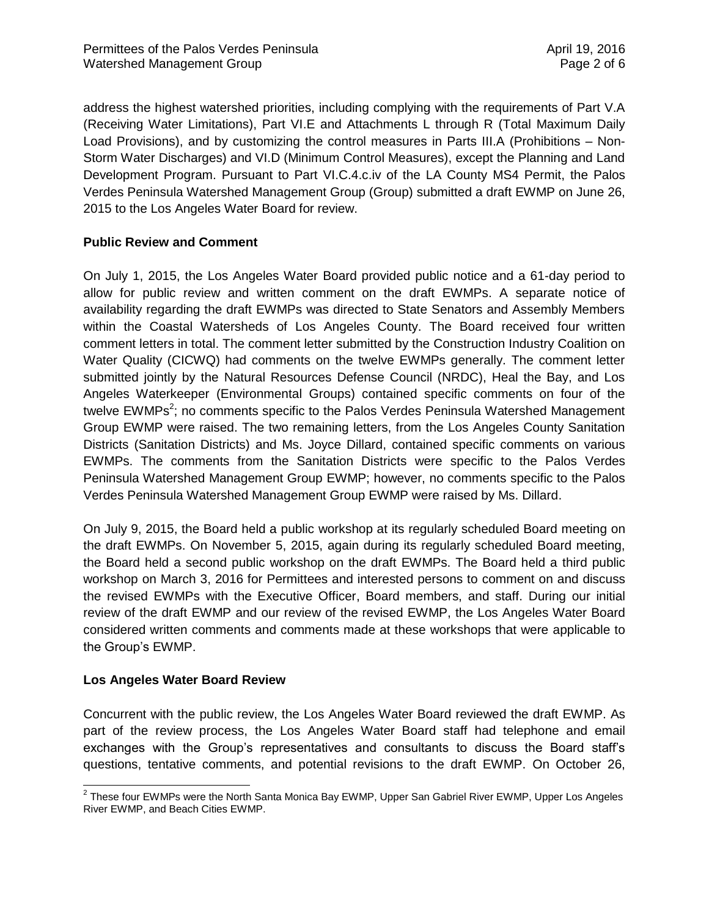address the highest watershed priorities, including complying with the requirements of Part V.A (Receiving Water Limitations), Part VI.E and Attachments L through R (Total Maximum Daily Load Provisions), and by customizing the control measures in Parts III.A (Prohibitions – Non-Storm Water Discharges) and VI.D (Minimum Control Measures), except the Planning and Land Development Program. Pursuant to Part VI.C.4.c.iv of the LA County MS4 Permit, the Palos Verdes Peninsula Watershed Management Group (Group) submitted a draft EWMP on June 26, 2015 to the Los Angeles Water Board for review.

**Public Review and Comment**

On July 1, 2015, the Los Angeles Water Board provided public notice and a 61-day period to allow for public review and written comment on the draft EWMPs. A separate notice of availability regarding the draft EWMPs was directed to State Senators and Assembly Members within the Coastal Watersheds of Los Angeles County. The Board received four written comment letters in total. The comment letter submitted by the Construction Industry Coalition on Water Quality (CICWQ) had comments on the twelve EWMPs generally. The comment letter submitted jointly by the Natural Resources Defense Council (NRDC), Heal the Bay, and Los Angeles Waterkeeper (Environmental Groups) contained specific comments on four of the twelve EWMPs[2]; no comments specific to the Palos Verdes Peninsula Watershed Management Group EWMP were raised. The two remaining letters, from the Los Angeles County Sanitation Districts (Sanitation Districts) and Ms. Joyce Dillard, contained specific comments on various EWMPs. The comments from the Sanitation Districts were specific to the Palos Verdes Peninsula Watershed Management Group EWMP; however, no comments specific to the Palos Verdes Peninsula Watershed Management Group EWMP were raised by Ms. Dillard.

On July 9, 2015, the Board held a public workshop at its regularly scheduled Board meeting on the draft EWMPs. On November 5, 2015, again during its regularly scheduled Board meeting, the Board held a second public workshop on the draft EWMPs. The Board held a third public workshop on March 3, 2016 for Permittees and interested persons to comment on and discuss the revised EWMPs with the Executive Officer, Board members, and staff. During our initial review of the draft EWMP and our review of the revised EWMP, the Los Angeles Water Board considered written comments and comments made at these workshops that were applicable to the Group's EWMP.

**Los Angeles Water Board Review**

Concurrent with the public review, the Los Angeles Water Board reviewed the draft EWMP. As part of the review process, the Los Angeles Water Board staff had telephone and email exchanges with the Group's representatives and consultants to discuss the Board staff's questions, tentative comments, and potential revisions to the draft EWMP. On October 26,

[2] These four EWMPs were the North Santa Monica Bay EWMP, Upper San Gabriel River EWMP, Upper Los Angeles River EWMP, and Beach Cities EWMP.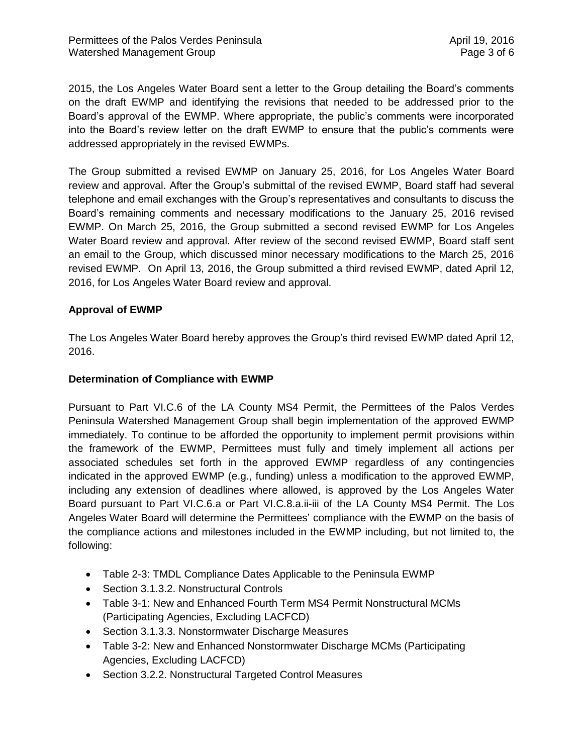2015, the Los Angeles Water Board sent a letter to the Group detailing the Board's comments on the draft EWMP and identifying the revisions that needed to be addressed prior to the Board's approval of the EWMP. Where appropriate, the public's comments were incorporated into the Board's review letter on the draft EWMP to ensure that the public's comments were addressed appropriately in the revised EWMPs.

The Group submitted a revised EWMP on January 25, 2016, for Los Angeles Water Board review and approval. After the Group's submittal of the revised EWMP, Board staff had several telephone and email exchanges with the Group's representatives and consultants to discuss the Board's remaining comments and necessary modifications to the January 25, 2016 revised EWMP. On March 25, 2016, the Group submitted a second revised EWMP for Los Angeles Water Board review and approval. After review of the second revised EWMP, Board staff sent an email to the Group, which discussed minor necessary modifications to the March 25, 2016 revised EWMP. On April 13, 2016, the Group submitted a third revised EWMP, dated April 12, 2016, for Los Angeles Water Board review and approval.

**Approval of EWMP**

The Los Angeles Water Board hereby approves the Group's third revised EWMP dated April 12, 2016.

**Determination of Compliance with EWMP**

Pursuant to Part VI.C.6 of the LA County MS4 Permit, the Permittees of the Palos Verdes Peninsula Watershed Management Group shall begin implementation of the approved EWMP immediately. To continue to be afforded the opportunity to implement permit provisions within the framework of the EWMP, Permittees must fully and timely implement all actions per associated schedules set forth in the approved EWMP regardless of any contingencies indicated in the approved EWMP (e.g., funding) unless a modification to the approved EWMP, including any extension of deadlines where allowed, is approved by the Los Angeles Water Board pursuant to Part VI.C.6.a or Part VI.C.8.a.ii-iii of the LA County MS4 Permit. The Los Angeles Water Board will determine the Permittees' compliance with the EWMP on the basis of the compliance actions and milestones included in the EWMP including, but not limited to, the following:

- Table 2-3: TMDL Compliance Dates Applicable to the Peninsula EWMP
- Section 3.1.3.2. Nonstructural Controls
- Table 3-1: New and Enhanced Fourth Term MS4 Permit Nonstructural MCMs (Participating Agencies, Excluding LACFCD)
- Section 3.1.3.3. Nonstormwater Discharge Measures
- Table 3-2: New and Enhanced Nonstormwater Discharge MCMs (Participating Agencies, Excluding LACFCD)
- Section 3.2.2. Nonstructural Targeted Control Measures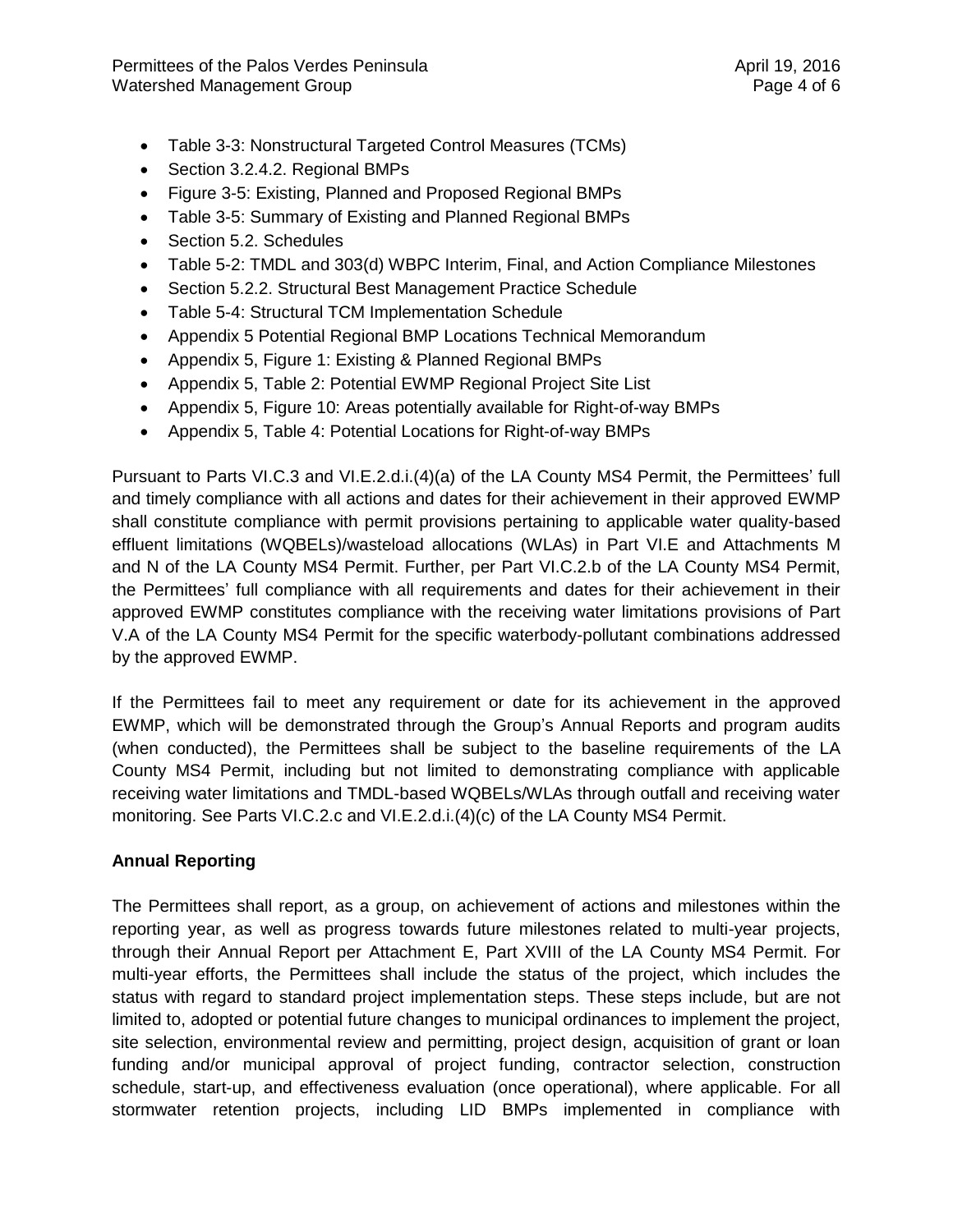- Table 3-3: Nonstructural Targeted Control Measures (TCMs)
- Section 3.2.4.2. Regional BMPs
- Figure 3-5: Existing, Planned and Proposed Regional BMPs
- Table 3-5: Summary of Existing and Planned Regional BMPs
- Section 5.2. Schedules
- Table 5-2: TMDL and 303(d) WBPC Interim, Final, and Action Compliance Milestones
- Section 5.2.2. Structural Best Management Practice Schedule
- Table 5-4: Structural TCM Implementation Schedule
- Appendix 5 Potential Regional BMP Locations Technical Memorandum
- Appendix 5, Figure 1: Existing & Planned Regional BMPs
- Appendix 5, Table 2: Potential EWMP Regional Project Site List
- Appendix 5, Figure 10: Areas potentially available for Right-of-way BMPs
- Appendix 5, Table 4: Potential Locations for Right-of-way BMPs

Pursuant to Parts VI.C.3 and VI.E.2.d.i.(4)(a) of the LA County MS4 Permit, the Permittees' full and timely compliance with all actions and dates for their achievement in their approved EWMP shall constitute compliance with permit provisions pertaining to applicable water quality-based effluent limitations (WQBELs)/wasteload allocations (WLAs) in Part VI.E and Attachments M and N of the LA County MS4 Permit. Further, per Part VI.C.2.b of the LA County MS4 Permit, the Permittees' full compliance with all requirements and dates for their achievement in their approved EWMP constitutes compliance with the receiving water limitations provisions of Part V.A of the LA County MS4 Permit for the specific waterbody-pollutant combinations addressed by the approved EWMP.

If the Permittees fail to meet any requirement or date for its achievement in the approved EWMP, which will be demonstrated through the Group's Annual Reports and program audits (when conducted), the Permittees shall be subject to the baseline requirements of the LA County MS4 Permit, including but not limited to demonstrating compliance with applicable receiving water limitations and TMDL-based WQBELs/WLAs through outfall and receiving water monitoring. See Parts VI.C.2.c and VI.E.2.d.i.(4)(c) of the LA County MS4 Permit.

**Annual Reporting**

The Permittees shall report, as a group, on achievement of actions and milestones within the reporting year, as well as progress towards future milestones related to multi-year projects, through their Annual Report per Attachment E, Part XVIII of the LA County MS4 Permit. For multi-year efforts, the Permittees shall include the status of the project, which includes the status with regard to standard project implementation steps. These steps include, but are not limited to, adopted or potential future changes to municipal ordinances to implement the project, site selection, environmental review and permitting, project design, acquisition of grant or loan funding and/or municipal approval of project funding, contractor selection, construction schedule, start-up, and effectiveness evaluation (once operational), where applicable. For all stormwater retention projects, including LID BMPs implemented in compliance with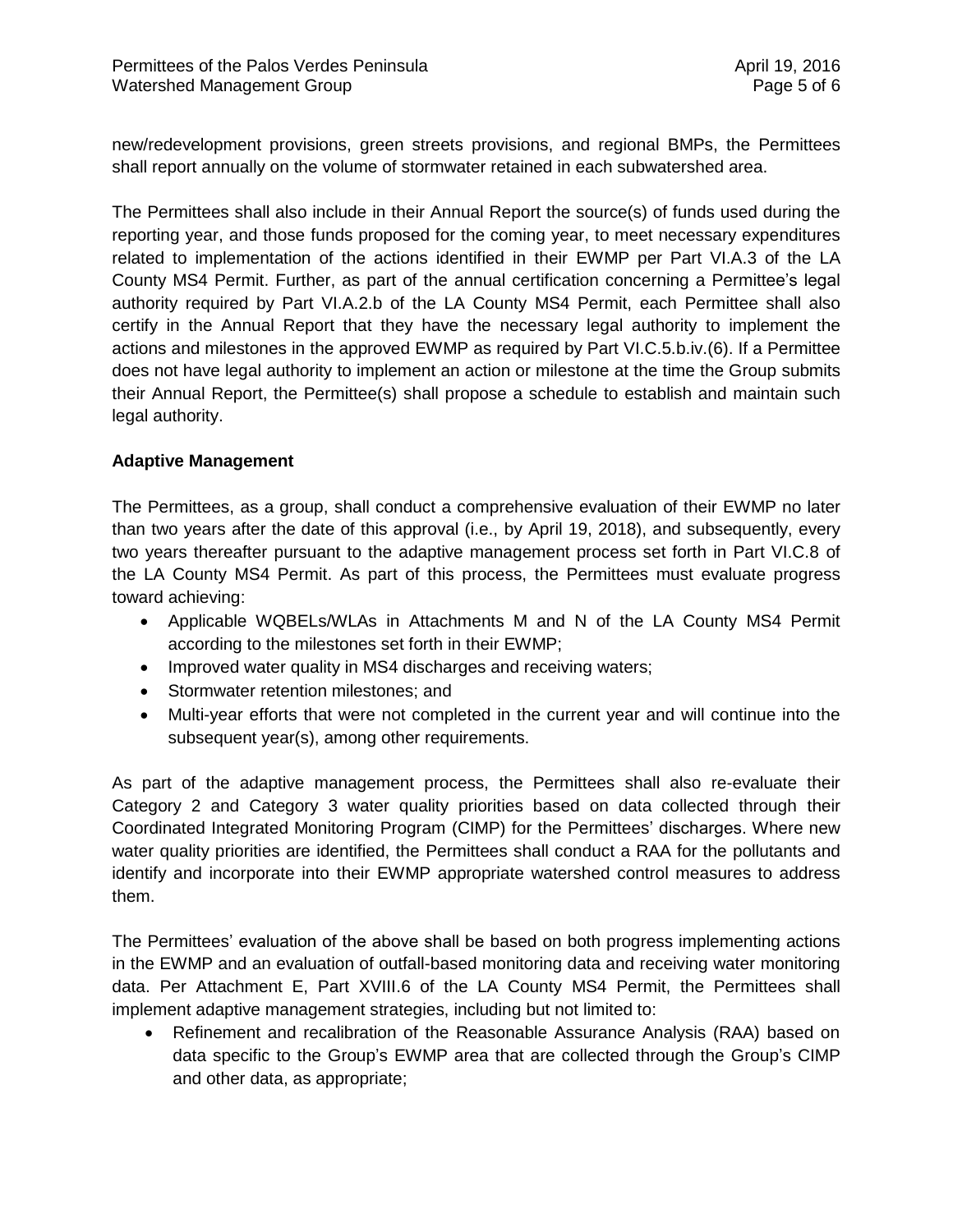new/redevelopment provisions, green streets provisions, and regional BMPs, the Permittees shall report annually on the volume of stormwater retained in each subwatershed area.

The Permittees shall also include in their Annual Report the source(s) of funds used during the reporting year, and those funds proposed for the coming year, to meet necessary expenditures related to implementation of the actions identified in their EWMP per Part VI.A.3 of the LA County MS4 Permit. Further, as part of the annual certification concerning a Permittee's legal authority required by Part VI.A.2.b of the LA County MS4 Permit, each Permittee shall also certify in the Annual Report that they have the necessary legal authority to implement the actions and milestones in the approved EWMP as required by Part VI.C.5.b.iv.(6). If a Permittee does not have legal authority to implement an action or milestone at the time the Group submits their Annual Report, the Permittee(s) shall propose a schedule to establish and maintain such legal authority.

**Adaptive Management**

The Permittees, as a group, shall conduct a comprehensive evaluation of their EWMP no later than two years after the date of this approval (i.e., by April 19, 2018), and subsequently, every two years thereafter pursuant to the adaptive management process set forth in Part VI.C.8 of the LA County MS4 Permit. As part of this process, the Permittees must evaluate progress toward achieving:

- Applicable WQBELs/WLAs in Attachments M and N of the LA County MS4 Permit according to the milestones set forth in their EWMP;
- Improved water quality in MS4 discharges and receiving waters;
- Stormwater retention milestones; and
- Multi-year efforts that were not completed in the current year and will continue into the subsequent year(s), among other requirements.

As part of the adaptive management process, the Permittees shall also re-evaluate their Category 2 and Category 3 water quality priorities based on data collected through their Coordinated Integrated Monitoring Program (CIMP) for the Permittees' discharges. Where new water quality priorities are identified, the Permittees shall conduct a RAA for the pollutants and identify and incorporate into their EWMP appropriate watershed control measures to address them.

The Permittees' evaluation of the above shall be based on both progress implementing actions in the EWMP and an evaluation of outfall-based monitoring data and receiving water monitoring data. Per Attachment E, Part XVIII.6 of the LA County MS4 Permit, the Permittees shall implement adaptive management strategies, including but not limited to:

- Refinement and recalibration of the Reasonable Assurance Analysis (RAA) based on data specific to the Group's EWMP area that are collected through the Group's CIMP and other data, as appropriate;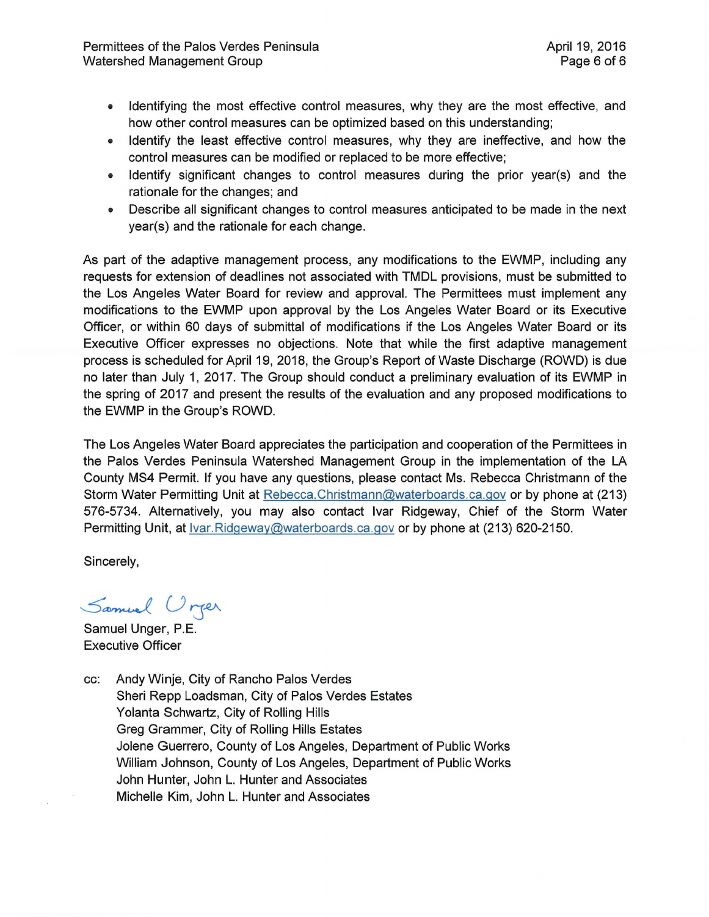- Identifying the most effective control measures, why they are the most effective, and how other control measures can be optimized based on this understanding;
- Identify the least effective control measures, why they are ineffective, and how the control measures can be modified or replaced to be more effective;
- Identify significant changes to control measures during the prior year(s) and the rationale for the changes; and
- Describe all significant changes to control measures anticipated to be made in the next year(s) and the rationale for each change.

As part of the adaptive management process, any modifications to the EWMP, including any requests for extension of deadlines not associated with TMDL provisions, must be submitted to the Los Angeles Water Board for review and approval. The Permittees must implement any modifications to the EWMP upon approval by the Los Angeles Water Board or its Executive Officer, or within 60 days of submittal of modifications if the Los Angeles Water Board or its Executive Officer expresses no objections. Note that while the first adaptive management process is scheduled for April 19, 2018, the Group's Report of Waste Discharge (ROWD) is due no later than July 1, 2017. The Group should conduct a preliminary evaluation of its EWMP in the spring of 2017 and present the results of the evaluation and any proposed modifications to the EWMP in the Group's ROWD.

The Los Angeles Water Board appreciates the participation and cooperation of the Permittees in the Palos Verdes Peninsula Watershed Management Group in the implementation of the LA County MS4 Permit. If you have any questions, please contact Ms. Rebecca Christmann of the Storm Water Permitting Unit at Rebecca.Christmann@waterboards.ca.gov or by phone at (213) 576-5734. Alternatively, you may also contact Ivar Ridgeway, Chief of the Storm Water Permitting Unit, at Ivar.Ridgeway@waterboards.ca.gov or by phone at (213) 620-2150.

Sincerely,

Samuel Unger

Samuel Unger, P.E.
Executive Officer

cc: Andy Winje, City of Rancho Palos Verdes
Sheri Repp Loadsman, City of Palos Verdes Estates
Yolanta Schwartz, City of Rolling Hills
Greg Grammer, City of Rolling Hills Estates
Jolene Guerrero, County of Los Angeles, Department of Public Works
William Johnson, County of Los Angeles, Department of Public Works
John Hunter, John L. Hunter and Associates
Michelle Kim, John L. Hunter and Associates